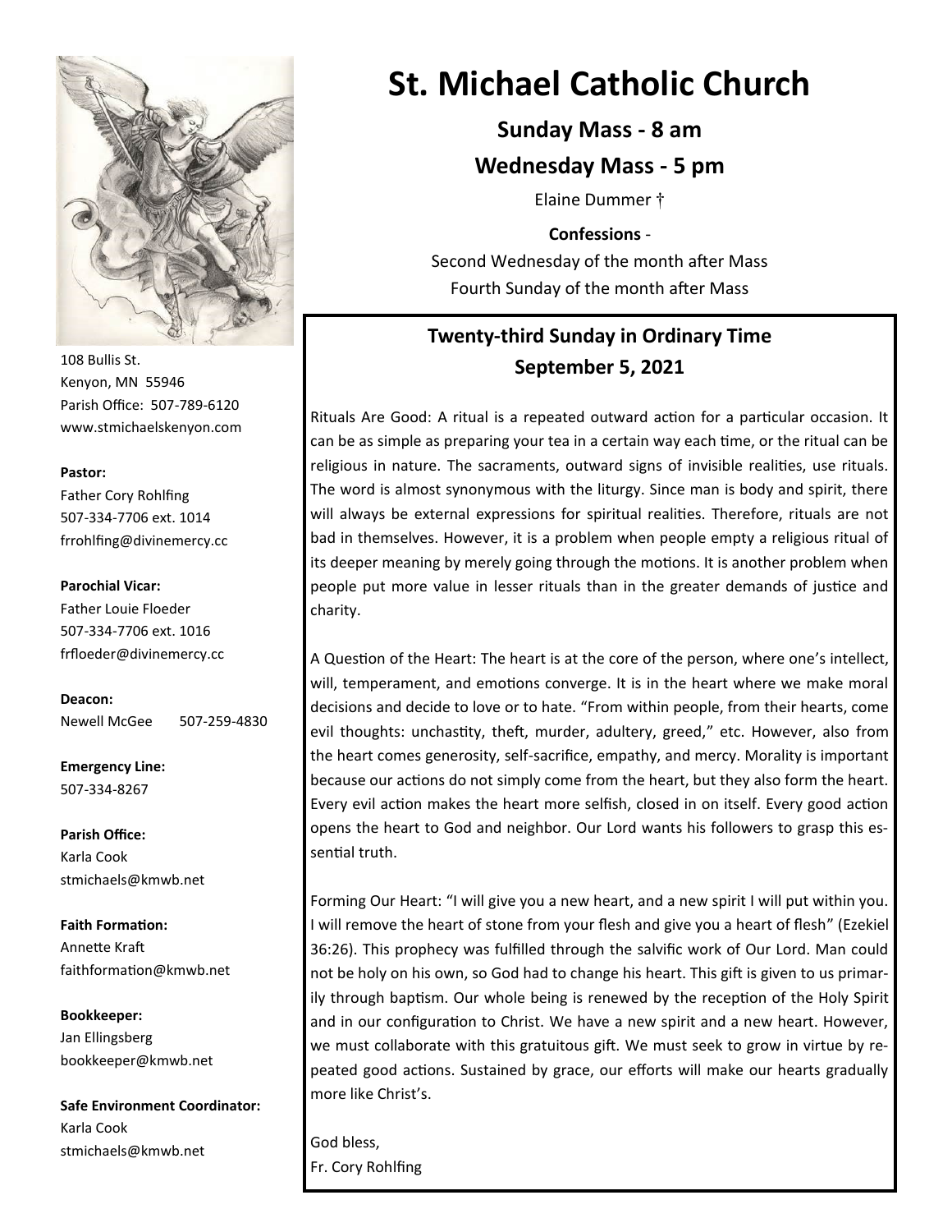# St. Michael Catholic Church

**Sunday Mass - 8 am**

**Wednesday Mass - 5 pm**

Elaine Dummer †

**Confessions** -

Second Wednesday of the month after Mass

Fourth Sunday of the month after Mass

108 Bullis St.
Kenyon, MN 55946
Parish Office: 507-789-6120
www.stmichaelskenyon.com

**Pastor:**
Father Cory Rohlfing
507-334-7706 ext. 1014
frrohlfing@divinemercy.cc

**Parochial Vicar:**
Father Louie Floeder
507-334-7706 ext. 1016
frfloeder@divinemercy.cc

**Deacon:**
Newell McGee 507-259-4830

**Emergency Line:**
507-334-8267

**Parish Office:**
Karla Cook
stmichaels@kmwb.net

**Faith Formation:**
Annette Kraft
faithformation@kmwb.net

**Bookkeeper:**
Jan Ellingsberg
bookkeeper@kmwb.net

**Safe Environment Coordinator:**
Karla Cook
stmichaels@kmwb.net

## Twenty-third Sunday in Ordinary Time
## September 5, 2021

Rituals Are Good: A ritual is a repeated outward action for a particular occasion. It can be as simple as preparing your tea in a certain way each time, or the ritual can be religious in nature. The sacraments, outward signs of invisible realities, use rituals. The word is almost synonymous with the liturgy. Since man is body and spirit, there will always be external expressions for spiritual realities. Therefore, rituals are not bad in themselves. However, it is a problem when people empty a religious ritual of its deeper meaning by merely going through the motions. It is another problem when people put more value in lesser rituals than in the greater demands of justice and charity.

A Question of the Heart: The heart is at the core of the person, where one's intellect, will, temperament, and emotions converge. It is in the heart where we make moral decisions and decide to love or to hate. "From within people, from their hearts, come evil thoughts: unchastity, theft, murder, adultery, greed," etc. However, also from the heart comes generosity, self-sacrifice, empathy, and mercy. Morality is important because our actions do not simply come from the heart, but they also form the heart. Every evil action makes the heart more selfish, closed in on itself. Every good action opens the heart to God and neighbor. Our Lord wants his followers to grasp this essential truth.

Forming Our Heart: "I will give you a new heart, and a new spirit I will put within you. I will remove the heart of stone from your flesh and give you a heart of flesh" (Ezekiel 36:26). This prophecy was fulfilled through the salvific work of Our Lord. Man could not be holy on his own, so God had to change his heart. This gift is given to us primarily through baptism. Our whole being is renewed by the reception of the Holy Spirit and in our configuration to Christ. We have a new spirit and a new heart. However, we must collaborate with this gratuitous gift. We must seek to grow in virtue by repeated good actions. Sustained by grace, our efforts will make our hearts gradually more like Christ's.

God bless,
Fr. Cory Rohlfing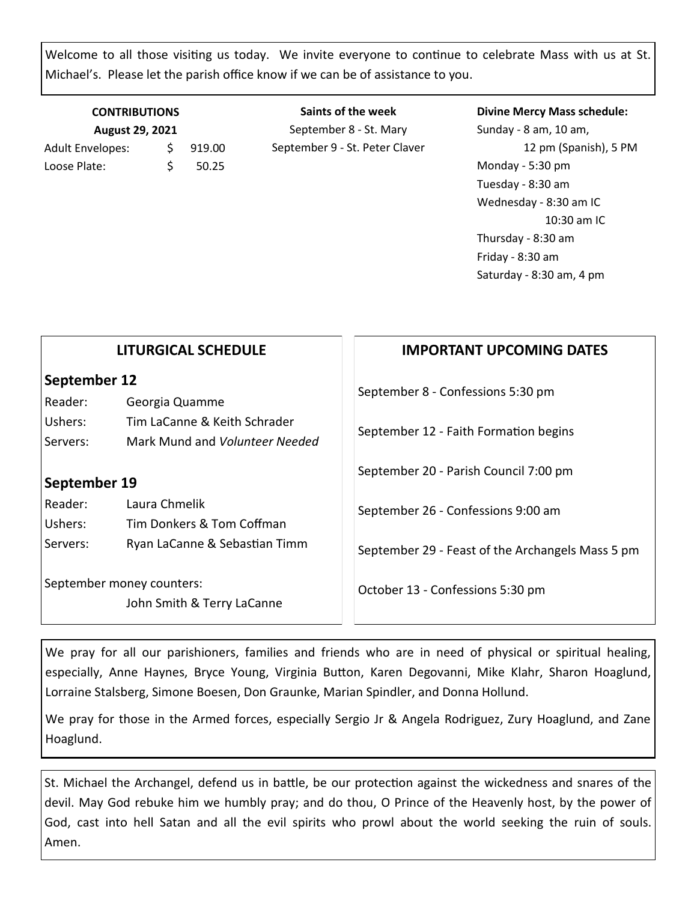Welcome to all those visiting us today. We invite everyone to continue to celebrate Mass with us at St. Michael's. Please let the parish office know if we can be of assistance to you.

**CONTRIBUTIONS**
**August 29, 2021**

| | | |
|---|---|---|
| Adult Envelopes: | $ | 919.00 |
| Loose Plate: | $ | 50.25 |

**Saints of the week**

September 8 - St. Mary
September 9 - St. Peter Claver

**Divine Mercy Mass schedule:**

Sunday - 8 am, 10 am,
12 pm (Spanish), 5 PM
Monday - 5:30 pm
Tuesday - 8:30 am
Wednesday - 8:30 am IC
10:30 am IC
Thursday - 8:30 am
Friday - 8:30 am
Saturday - 8:30 am, 4 pm

## LITURGICAL SCHEDULE

### September 12

| | |
|---|---|
| Reader: | Georgia Quamme |
| Ushers: | Tim LaCanne & Keith Schrader |
| Servers: | Mark Mund and *Volunteer Needed* |

### September 19

| | |
|---|---|
| Reader: | Laura Chmelik |
| Ushers: | Tim Donkers & Tom Coffman |
| Servers: | Ryan LaCanne & Sebastian Timm |

September money counters:
John Smith & Terry LaCanne

## IMPORTANT UPCOMING DATES

September 8 - Confessions 5:30 pm

September 12 - Faith Formation begins

September 20 - Parish Council 7:00 pm

September 26 - Confessions 9:00 am

September 29 - Feast of the Archangels Mass 5 pm

October 13 - Confessions 5:30 pm

We pray for all our parishioners, families and friends who are in need of physical or spiritual healing, especially, Anne Haynes, Bryce Young, Virginia Button, Karen Degovanni, Mike Klahr, Sharon Hoaglund, Lorraine Stalsberg, Simone Boesen, Don Graunke, Marian Spindler, and Donna Hollund.

We pray for those in the Armed forces, especially Sergio Jr & Angela Rodriguez, Zury Hoaglund, and Zane Hoaglund.

St. Michael the Archangel, defend us in battle, be our protection against the wickedness and snares of the devil. May God rebuke him we humbly pray; and do thou, O Prince of the Heavenly host, by the power of God, cast into hell Satan and all the evil spirits who prowl about the world seeking the ruin of souls. Amen.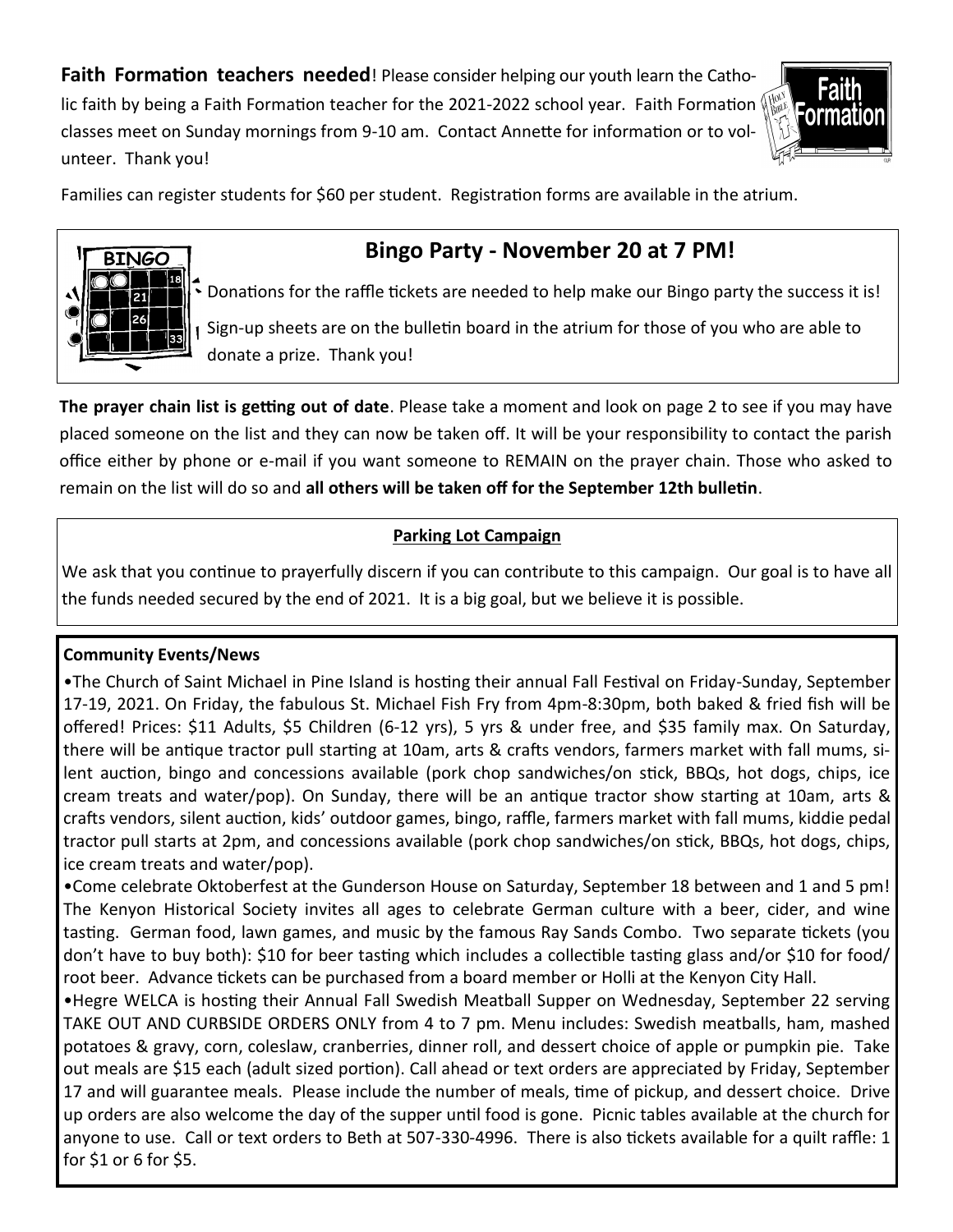**Faith Formation teachers needed**! Please consider helping our youth learn the Catholic faith by being a Faith Formation teacher for the 2021-2022 school year. Faith Formation classes meet on Sunday mornings from 9-10 am. Contact Annette for information or to volunteer. Thank you!

Families can register students for $60 per student. Registration forms are available in the atrium.

## Bingo Party - November 20 at 7 PM!

Donations for the raffle tickets are needed to help make our Bingo party the success it is!

Sign-up sheets are on the bulletin board in the atrium for those of you who are able to donate a prize. Thank you!

**The prayer chain list is getting out of date**. Please take a moment and look on page 2 to see if you may have placed someone on the list and they can now be taken off. It will be your responsibility to contact the parish office either by phone or e-mail if you want someone to REMAIN on the prayer chain. Those who asked to remain on the list will do so and **all others will be taken off for the September 12th bulletin**.

**Parking Lot Campaign**

We ask that you continue to prayerfully discern if you can contribute to this campaign. Our goal is to have all the funds needed secured by the end of 2021. It is a big goal, but we believe it is possible.

**Community Events/News**

- The Church of Saint Michael in Pine Island is hosting their annual Fall Festival on Friday-Sunday, September 17-19, 2021. On Friday, the fabulous St. Michael Fish Fry from 4pm-8:30pm, both baked & fried fish will be offered! Prices: $11 Adults, $5 Children (6-12 yrs), 5 yrs & under free, and $35 family max. On Saturday, there will be antique tractor pull starting at 10am, arts & crafts vendors, farmers market with fall mums, silent auction, bingo and concessions available (pork chop sandwiches/on stick, BBQs, hot dogs, chips, ice cream treats and water/pop). On Sunday, there will be an antique tractor show starting at 10am, arts & crafts vendors, silent auction, kids' outdoor games, bingo, raffle, farmers market with fall mums, kiddie pedal tractor pull starts at 2pm, and concessions available (pork chop sandwiches/on stick, BBQs, hot dogs, chips, ice cream treats and water/pop).
- Come celebrate Oktoberfest at the Gunderson House on Saturday, September 18 between and 1 and 5 pm! The Kenyon Historical Society invites all ages to celebrate German culture with a beer, cider, and wine tasting. German food, lawn games, and music by the famous Ray Sands Combo. Two separate tickets (you don't have to buy both): $10 for beer tasting which includes a collectible tasting glass and/or $10 for food/root beer. Advance tickets can be purchased from a board member or Holli at the Kenyon City Hall.
- Hegre WELCA is hosting their Annual Fall Swedish Meatball Supper on Wednesday, September 22 serving TAKE OUT AND CURBSIDE ORDERS ONLY from 4 to 7 pm. Menu includes: Swedish meatballs, ham, mashed potatoes & gravy, corn, coleslaw, cranberries, dinner roll, and dessert choice of apple or pumpkin pie. Take out meals are $15 each (adult sized portion). Call ahead or text orders are appreciated by Friday, September 17 and will guarantee meals. Please include the number of meals, time of pickup, and dessert choice. Drive up orders are also welcome the day of the supper until food is gone. Picnic tables available at the church for anyone to use. Call or text orders to Beth at 507-330-4996. There is also tickets available for a quilt raffle: 1 for $1 or 6 for $5.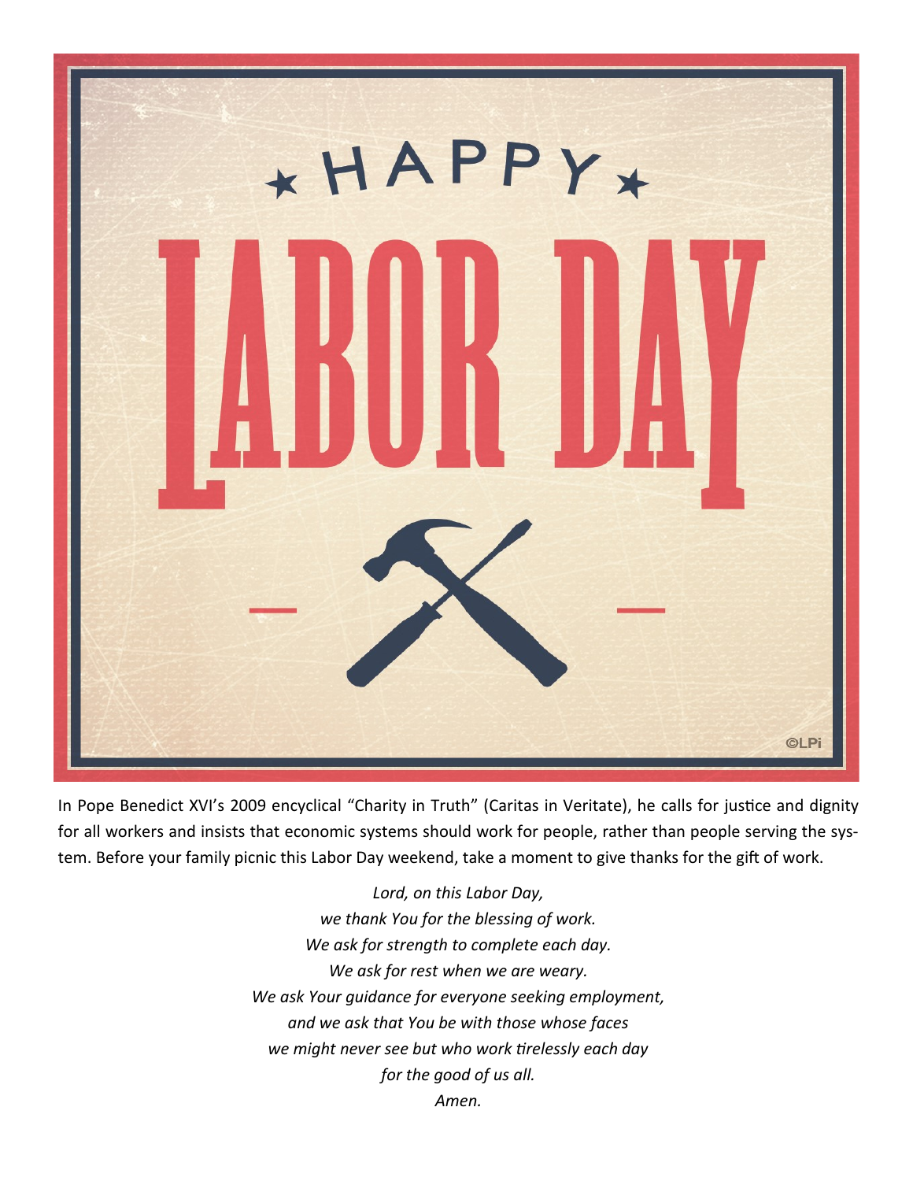★ HAPPY ★

# LABOR DAY

©LPi

In Pope Benedict XVI's 2009 encyclical "Charity in Truth" (Caritas in Veritate), he calls for justice and dignity for all workers and insists that economic systems should work for people, rather than people serving the system. Before your family picnic this Labor Day weekend, take a moment to give thanks for the gift of work.

*Lord, on this Labor Day,*
*we thank You for the blessing of work.*
*We ask for strength to complete each day.*
*We ask for rest when we are weary.*
*We ask Your guidance for everyone seeking employment,*
*and we ask that You be with those whose faces*
*we might never see but who work tirelessly each day*
*for the good of us all.*
*Amen.*